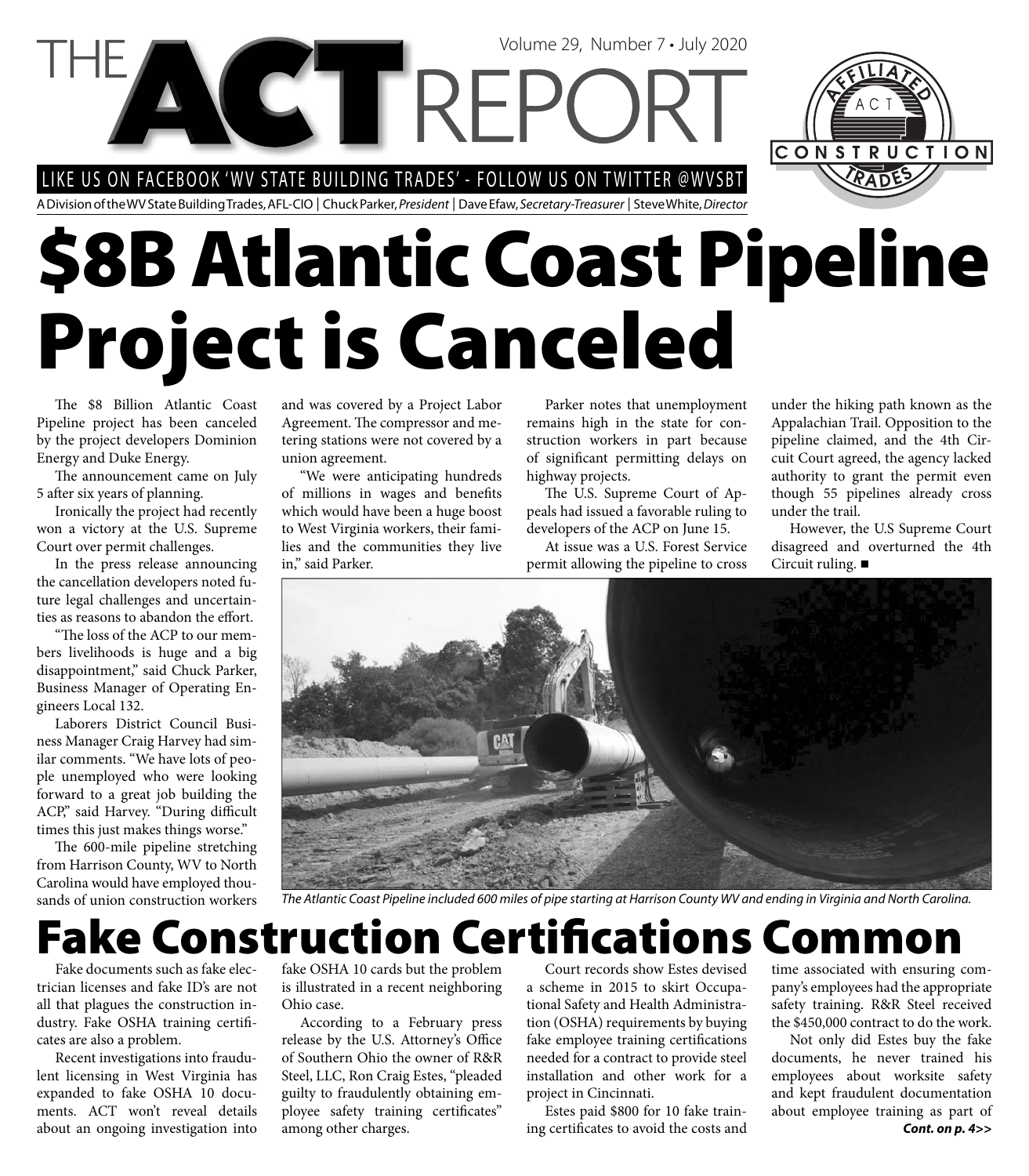# THE ACT REPORT

LIKE US ON FACEBOOK 'WV STATE BUILDING TRADES' - FOLLOW US ON TWITTER @WVSBT

A Division of the WV State Building Trades, AFL-CIO | Chuck Parker, *President* | Dave Efaw, *Secretary-Treasurer* | Steve White, *Director*

# $8B Atlantic Coast Pipeline Project is Canceled

The $8 Billion Atlantic Coast Pipeline project has been canceled by the project developers Dominion Energy and Duke Energy.

The announcement came on July 5 after six years of planning.

Ironically the project had recently won a victory at the U.S. Supreme Court over permit challenges.

In the press release announcing the cancellation developers noted future legal challenges and uncertainties as reasons to abandon the effort.

"The loss of the ACP to our members livelihoods is huge and a big disappointment," said Chuck Parker, Business Manager of Operating Engineers Local 132.

Laborers District Council Business Manager Craig Harvey had similar comments. "We have lots of people unemployed who were looking forward to a great job building the ACP," said Harvey. "During difficult times this just makes things worse."

The 600-mile pipeline stretching from Harrison County, WV to North Carolina would have employed thousands of union construction workers and was covered by a Project Labor Agreement. The compressor and metering stations were not covered by a union agreement.

"We were anticipating hundreds of millions in wages and benefits which would have been a huge boost to West Virginia workers, their families and the communities they live in," said Parker.

Parker notes that unemployment remains high in the state for construction workers in part because of significant permitting delays on highway projects.

The U.S. Supreme Court of Appeals had issued a favorable ruling to developers of the ACP on June 15.

At issue was a U.S. Forest Service permit allowing the pipeline to cross under the hiking path known as the Appalachian Trail. Opposition to the pipeline claimed, and the 4th Circuit Court agreed, the agency lacked authority to grant the permit even though 55 pipelines already cross under the trail.

However, the U.S Supreme Court disagreed and overturned the 4th Circuit ruling. ■

*The Atlantic Coast Pipeline included 600 miles of pipe starting at Harrison County WV and ending in Virginia and North Carolina.*

# Fake Construction Certifications Common

Fake documents such as fake electrician licenses and fake ID's are not all that plagues the construction industry. Fake OSHA training certificates are also a problem.

Recent investigations into fraudulent licensing in West Virginia has expanded to fake OSHA 10 documents. ACT won't reveal details about an ongoing investigation into fake OSHA 10 cards but the problem is illustrated in a recent neighboring Ohio case.

According to a February press release by the U.S. Attorney's Office of Southern Ohio the owner of R&R Steel, LLC, Ron Craig Estes, "pleaded guilty to fraudulently obtaining employee safety training certificates" among other charges.

Court records show Estes devised a scheme in 2015 to skirt Occupational Safety and Health Administration (OSHA) requirements by buying fake employee training certifications needed for a contract to provide steel installation and other work for a project in Cincinnati.

Estes paid $800 for 10 fake training certificates to avoid the costs and time associated with ensuring company's employees had the appropriate safety training. R&R Steel received the $450,000 contract to do the work.

Not only did Estes buy the fake documents, he never trained his employees about worksite safety and kept fraudulent documentation about employee training as part of

***Cont. on p. 4>>***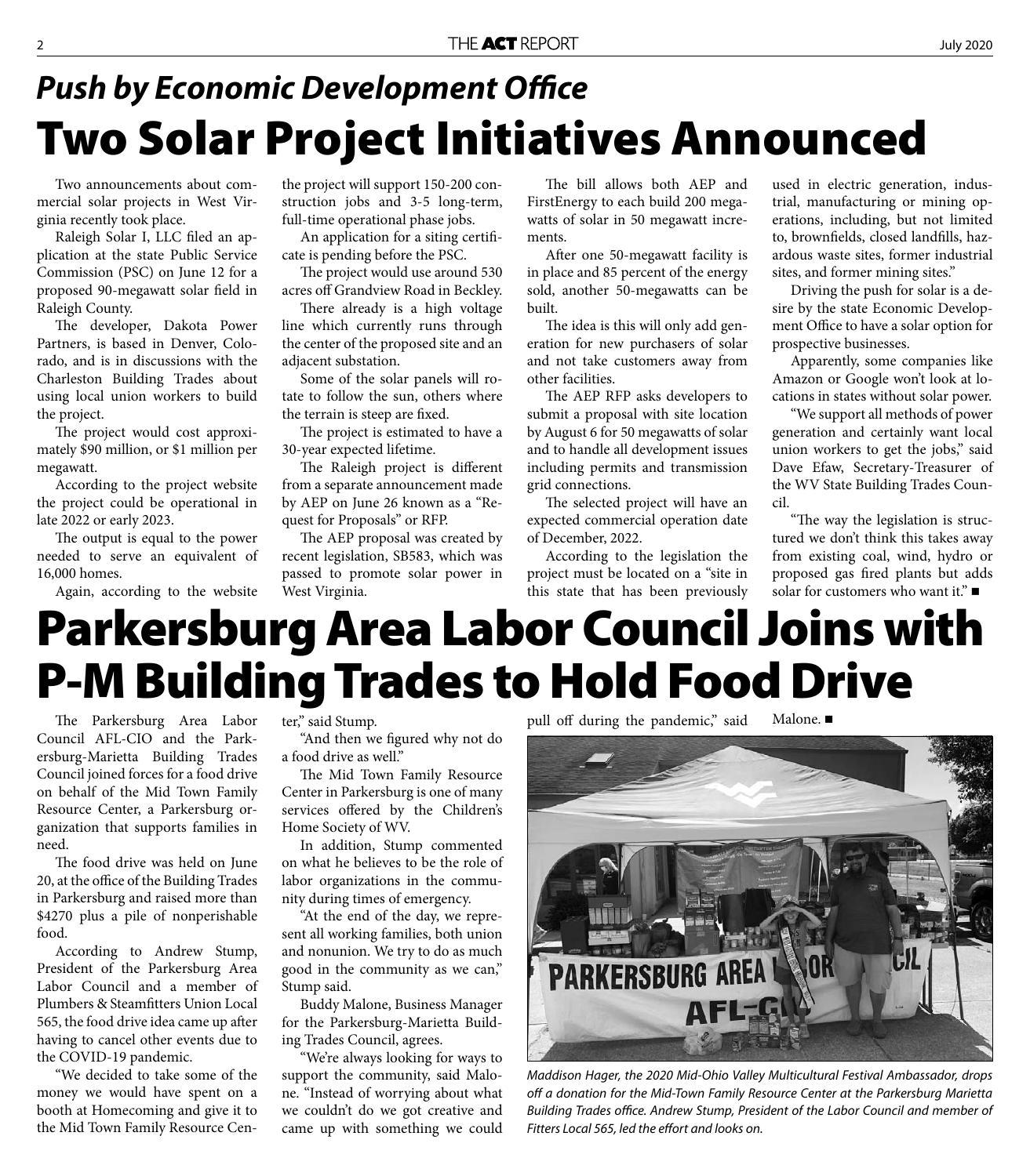## *Push by Economic Development Office*

# Two Solar Project Initiatives Announced

Two announcements about commercial solar projects in West Virginia recently took place.

Raleigh Solar I, LLC filed an application at the state Public Service Commission (PSC) on June 12 for a proposed 90-megawatt solar field in Raleigh County.

The developer, Dakota Power Partners, is based in Denver, Colorado, and is in discussions with the Charleston Building Trades about using local union workers to build the project.

The project would cost approximately $90 million, or $1 million per megawatt.

According to the project website the project could be operational in late 2022 or early 2023.

The output is equal to the power needed to serve an equivalent of 16,000 homes.

Again, according to the website the project will support 150-200 construction jobs and 3-5 long-term, full-time operational phase jobs.

An application for a siting certificate is pending before the PSC.

The project would use around 530 acres off Grandview Road in Beckley.

There already is a high voltage line which currently runs through the center of the proposed site and an adjacent substation.

Some of the solar panels will rotate to follow the sun, others where the terrain is steep are fixed.

The project is estimated to have a 30-year expected lifetime.

The Raleigh project is different from a separate announcement made by AEP on June 26 known as a "Request for Proposals" or RFP.

The AEP proposal was created by recent legislation, SB583, which was passed to promote solar power in West Virginia.

The bill allows both AEP and FirstEnergy to each build 200 megawatts of solar in 50 megawatt increments.

After one 50-megawatt facility is in place and 85 percent of the energy sold, another 50-megawatts can be built.

The idea is this will only add generation for new purchasers of solar and not take customers away from other facilities.

The AEP RFP asks developers to submit a proposal with site location by August 6 for 50 megawatts of solar and to handle all development issues including permits and transmission grid connections.

The selected project will have an expected commercial operation date of December, 2022.

According to the legislation the project must be located on a "site in this state that has been previously used in electric generation, industrial, manufacturing or mining operations, including, but not limited to, brownfields, closed landfills, hazardous waste sites, former industrial sites, and former mining sites."

Driving the push for solar is a desire by the state Economic Development Office to have a solar option for prospective businesses.

Apparently, some companies like Amazon or Google won't look at locations in states without solar power.

"We support all methods of power generation and certainly want local union workers to get the jobs," said Dave Efaw, Secretary-Treasurer of the WV State Building Trades Council.

"The way the legislation is structured we don't think this takes away from existing coal, wind, hydro or proposed gas fired plants but adds solar for customers who want it." ■

# Parkersburg Area Labor Council Joins with P-M Building Trades to Hold Food Drive

The Parkersburg Area Labor Council AFL-CIO and the Parkersburg-Marietta Building Trades Council joined forces for a food drive on behalf of the Mid Town Family Resource Center, a Parkersburg organization that supports families in need.

The food drive was held on June 20, at the office of the Building Trades in Parkersburg and raised more than $4270 plus a pile of nonperishable food.

According to Andrew Stump, President of the Parkersburg Area Labor Council and a member of Plumbers & Steamfitters Union Local 565, the food drive idea came up after having to cancel other events due to the COVID-19 pandemic.

"We decided to take some of the money we would have spent on a booth at Homecoming and give it to the Mid Town Family Resource Center," said Stump.

"And then we figured why not do a food drive as well."

The Mid Town Family Resource Center in Parkersburg is one of many services offered by the Children's Home Society of WV.

In addition, Stump commented on what he believes to be the role of labor organizations in the community during times of emergency.

"At the end of the day, we represent all working families, both union and nonunion. We try to do as much good in the community as we can," Stump said.

Buddy Malone, Business Manager for the Parkersburg-Marietta Building Trades Council, agrees.

"We're always looking for ways to support the community, said Malone. "Instead of worrying about what we couldn't do we got creative and came up with something we could pull off during the pandemic," said Malone. ■

*Maddison Hager, the 2020 Mid-Ohio Valley Multicultural Festival Ambassador, drops off a donation for the Mid-Town Family Resource Center at the Parkersburg Marietta Building Trades office. Andrew Stump, President of the Labor Council and member of Fitters Local 565, led the effort and looks on.*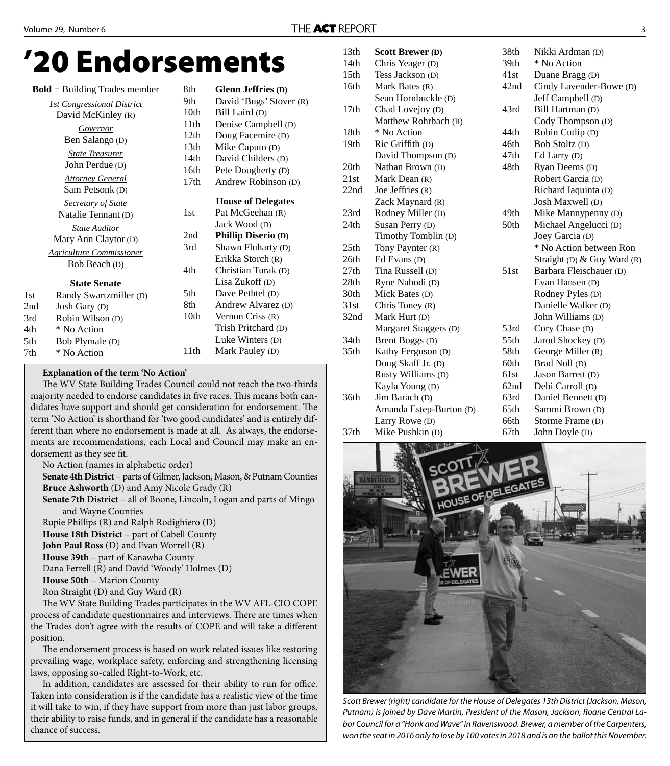# '20 Endorsements

**Bold** = Building Trades member

*1st Congressional District*
David McKinley (R)

*Governor*
Ben Salango (D)

*State Treasurer*
John Perdue (D)

*Attorney General*
Sam Petsonk (D)

*Secretary of State*
Natalie Tennant (D)

*State Auditor*
Mary Ann Claytor (D)

*Agriculture Commissioner*
Bob Beach (D)

### State Senate

| | |
|---|---|
| 1st | Randy Swartzmiller (D) |
| 2nd | Josh Gary (D) |
| 3rd | Robin Wilson (D) |
| 4th | * No Action |
| 5th | Bob Plymale (D) |
| 7th | * No Action |
| 8th | **Glenn Jeffries (D)** |
| 9th | David 'Bugs' Stover (R) |
| 10th | Bill Laird (D) |
| 11th | Denise Campbell (D) |
| 12th | Doug Facemire (D) |
| 13th | Mike Caputo (D) |
| 14th | David Childers (D) |
| 16th | Pete Dougherty (D) |
| 17th | Andrew Robinson (D) |

### House of Delegates

| | |
|---|---|
| 1st | Pat McGeehan (R) |
| | Jack Wood (D) |
| 2nd | **Phillip Diserio (D)** |
| 3rd | Shawn Fluharty (D) |
| | Erikka Storch (R) |
| 4th | Christian Turak (D) |
| | Lisa Zukoff (D) |
| 5th | Dave Pethtel (D) |
| 8th | Andrew Alvarez (D) |
| 10th | Vernon Criss (R) |
| | Trish Pritchard (D) |
| | Luke Winters (D) |
| 11th | Mark Pauley (D) |
| 13th | **Scott Brewer (D)** |
| 14th | Chris Yeager (D) |
| 15th | Tess Jackson (D) |
| 16th | Mark Bates (R) |
| | Sean Hornbuckle (D) |
| 17th | Chad Lovejoy (D) |
| | Matthew Rohrbach (R) |
| 18th | * No Action |
| 19th | Ric Griffith (D) |
| | David Thompson (D) |
| 20th | Nathan Brown (D) |
| 21st | Mark Dean (R) |
| 22nd | Joe Jeffries (R) |
| | Zack Maynard (R) |
| 23rd | Rodney Miller (D) |
| 24th | Susan Perry (D) |
| | Timothy Tomblin (D) |
| 25th | Tony Paynter (R) |
| 26th | Ed Evans (D) |
| 27th | Tina Russell (D) |
| 28th | Ryne Nahodi (D) |
| 30th | Mick Bates (D) |
| 31st | Chris Toney (R) |
| 32nd | Mark Hurt (D) |
| | Margaret Staggers (D) |
| 34th | Brent Boggs (D) |
| 35th | Kathy Ferguson (D) |
| | Doug Skaff Jr. (D) |
| | Rusty Williams (D) |
| | Kayla Young (D) |
| 36th | Jim Barach (D) |
| | Amanda Estep-Burton (D) |
| | Larry Rowe (D) |
| 37th | Mike Pushkin (D) |
| 38th | Nikki Ardman (D) |
| 39th | * No Action |
| 41st | Duane Bragg (D) |
| 42nd | Cindy Lavender-Bowe (D) |
| | Jeff Campbell (D) |
| 43rd | Bill Hartman (D) |
| | Cody Thompson (D) |
| 44th | Robin Cutlip (D) |
| 46th | Bob Stoltz (D) |
| 47th | Ed Larry (D) |
| 48th | Ryan Deems (D) |
| | Robert Garcia (D) |
| | Richard Iaquinta (D) |
| | Josh Maxwell (D) |
| 49th | Mike Mannypenny (D) |
| 50th | Michael Angelucci (D) |
| | Joey Garcia (D) |
| | * No Action between Ron Straight (D) & Guy Ward (R) |
| 51st | Barbara Fleischauer (D) |
| | Evan Hansen (D) |
| | Rodney Pyles (D) |
| | Danielle Walker (D) |
| | John Williams (D) |
| 53rd | Cory Chase (D) |
| 55th | Jarod Shockey (D) |
| 58th | George Miller (R) |
| 60th | Brad Noll (D) |
| 61st | Jason Barrett (D) |
| 62nd | Debi Carroll (D) |
| 63rd | Daniel Bennett (D) |
| 65th | Sammi Brown (D) |
| 66th | Storme Frame (D) |
| 67th | John Doyle (D) |

**Explanation of the term 'No Action'**

The WV State Building Trades Council could not reach the two-thirds majority needed to endorse candidates in five races. This means both candidates have support and should get consideration for endorsement. The term 'No Action' is shorthand for 'two good candidates' and is entirely different than where no endorsement is made at all. As always, the endorsements are recommendations, each Local and Council may make an endorsement as they see fit.

No Action (names in alphabetic order)

**Senate 4th District** – parts of Gilmer, Jackson, Mason, & Putnam Counties
**Bruce Ashworth** (D) and Amy Nicole Grady (R)

**Senate 7th District** – all of Boone, Lincoln, Logan and parts of Mingo and Wayne Counties
Rupie Phillips (R) and Ralph Rodighiero (D)

**House 18th District** – part of Cabell County
**John Paul Ross** (D) and Evan Worrell (R)

**House 39th** – part of Kanawha County
Dana Ferrell (R) and David 'Woody' Holmes (D)

**House 50th** – Marion County
Ron Straight (D) and Guy Ward (R)

The WV State Building Trades participates in the WV AFL-CIO COPE process of candidate questionnaires and interviews. There are times when the Trades don't agree with the results of COPE and will take a different position.

The endorsement process is based on work related issues like restoring prevailing wage, workplace safety, enforcing and strengthening licensing laws, opposing so-called Right-to-Work, etc.

In addition, candidates are assessed for their ability to run for office. Taken into consideration is if the candidate has a realistic view of the time it will take to win, if they have support from more than just labor groups, their ability to raise funds, and in general if the candidate has a reasonable chance of success.

*Scott Brewer (right) candidate for the House of Delegates 13th District (Jackson, Mason, Putnam) is joined by Dave Martin, President of the Mason, Jackson, Roane Central Labor Council for a "Honk and Wave" in Ravenswood. Brewer, a member of the Carpenters, won the seat in 2016 only to lose by 100 votes in 2018 and is on the ballot this November.*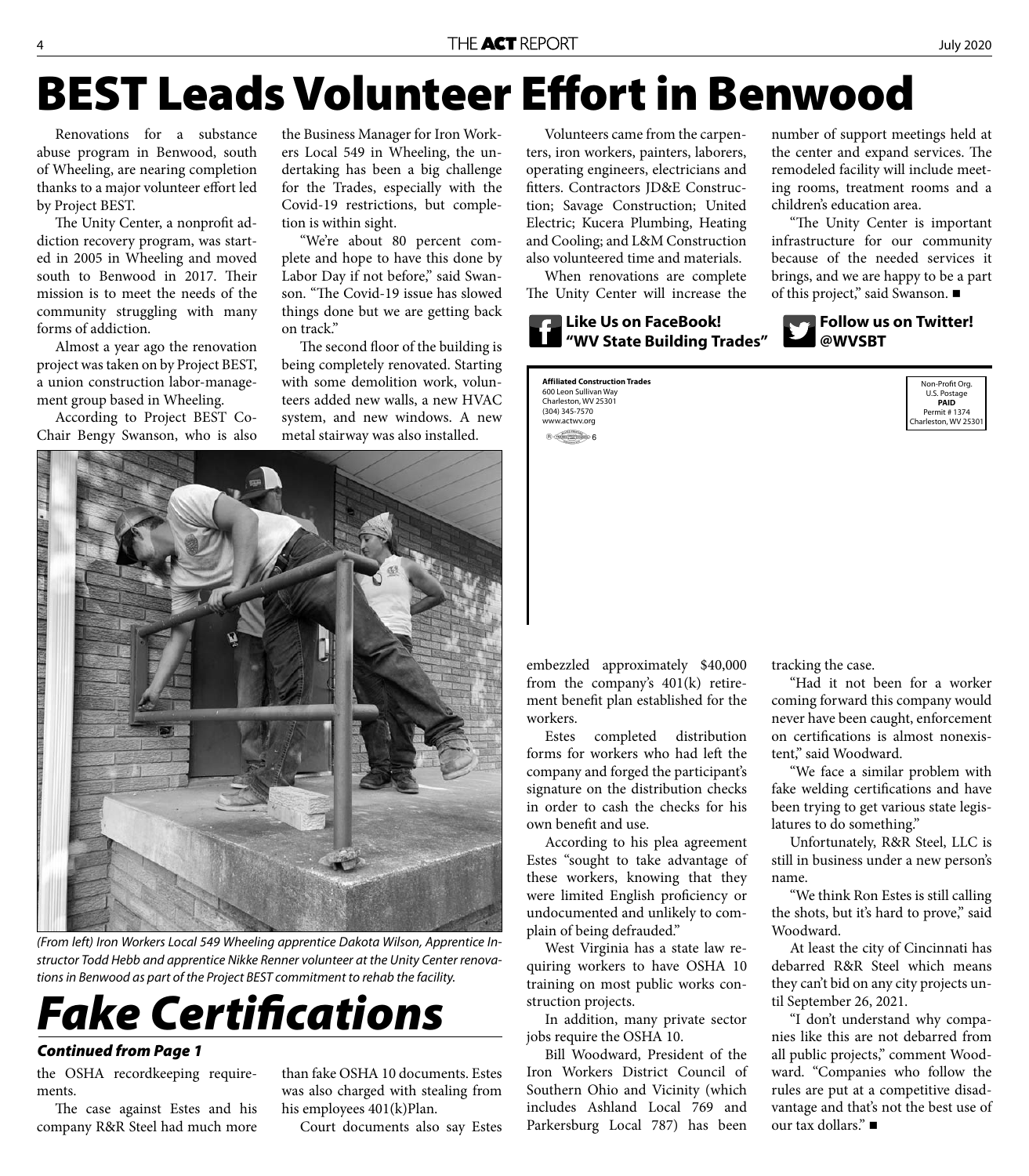# BEST Leads Volunteer Effort in Benwood

Renovations for a substance abuse program in Benwood, south of Wheeling, are nearing completion thanks to a major volunteer effort led by Project BEST.

The Unity Center, a nonprofit addiction recovery program, was started in 2005 in Wheeling and moved south to Benwood in 2017. Their mission is to meet the needs of the community struggling with many forms of addiction.

Almost a year ago the renovation project was taken on by Project BEST, a union construction labor-management group based in Wheeling.

According to Project BEST Co-Chair Bengy Swanson, who is also the Business Manager for Iron Workers Local 549 in Wheeling, the undertaking has been a big challenge for the Trades, especially with the Covid-19 restrictions, but completion is within sight.

"We're about 80 percent complete and hope to have this done by Labor Day if not before," said Swanson. "The Covid-19 issue has slowed things done but we are getting back on track."

The second floor of the building is being completely renovated. Starting with some demolition work, volunteers added new walls, a new HVAC system, and new windows. A new metal stairway was also installed.

Volunteers came from the carpenters, iron workers, painters, laborers, operating engineers, electricians and fitters. Contractors JD&E Construction; Savage Construction; United Electric; Kucera Plumbing, Heating and Cooling; and L&M Construction also volunteered time and materials.

When renovations are complete The Unity Center will increase the number of support meetings held at the center and expand services. The remodeled facility will include meeting rooms, treatment rooms and a children's education area.

"The Unity Center is important infrastructure for our community because of the needed services it brings, and we are happy to be a part of this project," said Swanson. ■

*(From left) Iron Workers Local 549 Wheeling apprentice Dakota Wilson, Apprentice Instructor Todd Hebb and apprentice Nikke Renner volunteer at the Unity Center renovations in Benwood as part of the Project BEST commitment to rehab the facility.*

**Like Us on FaceBook! "WV State Building Trades"**

**Follow us on Twitter! @WVSBT**

**Affiliated Construction Trades**
600 Leon Sullivan Way
Charleston, WV 25301
(304) 345-7570
www.actwv.org

Non-Profit Org.
U.S. Postage
**PAID**
Permit # 1374
Charleston, WV 25301

# *Fake Certifications*

#### *Continued from Page 1*

the OSHA recordkeeping requirements.

The case against Estes and his company R&R Steel had much more than fake OSHA 10 documents. Estes was also charged with stealing from his employees 401(k)Plan.

Court documents also say Estes embezzled approximately $40,000 from the company's 401(k) retirement benefit plan established for the workers.

Estes completed distribution forms for workers who had left the company and forged the participant's signature on the distribution checks in order to cash the checks for his own benefit and use.

According to his plea agreement Estes "sought to take advantage of these workers, knowing that they were limited English proficiency or undocumented and unlikely to complain of being defrauded."

West Virginia has a state law requiring workers to have OSHA 10 training on most public works construction projects.

In addition, many private sector jobs require the OSHA 10.

Bill Woodward, President of the Iron Workers District Council of Southern Ohio and Vicinity (which includes Ashland Local 769 and Parkersburg Local 787) has been tracking the case.

"Had it not been for a worker coming forward this company would never have been caught, enforcement on certifications is almost nonexistent," said Woodward.

"We face a similar problem with fake welding certifications and have been trying to get various state legislatures to do something."

Unfortunately, R&R Steel, LLC is still in business under a new person's name.

"We think Ron Estes is still calling the shots, but it's hard to prove," said Woodward.

At least the city of Cincinnati has debarred R&R Steel which means they can't bid on any city projects until September 26, 2021.

"I don't understand why companies like this are not debarred from all public projects," comment Woodward. "Companies who follow the rules are put at a competitive disadvantage and that's not the best use of our tax dollars." ■